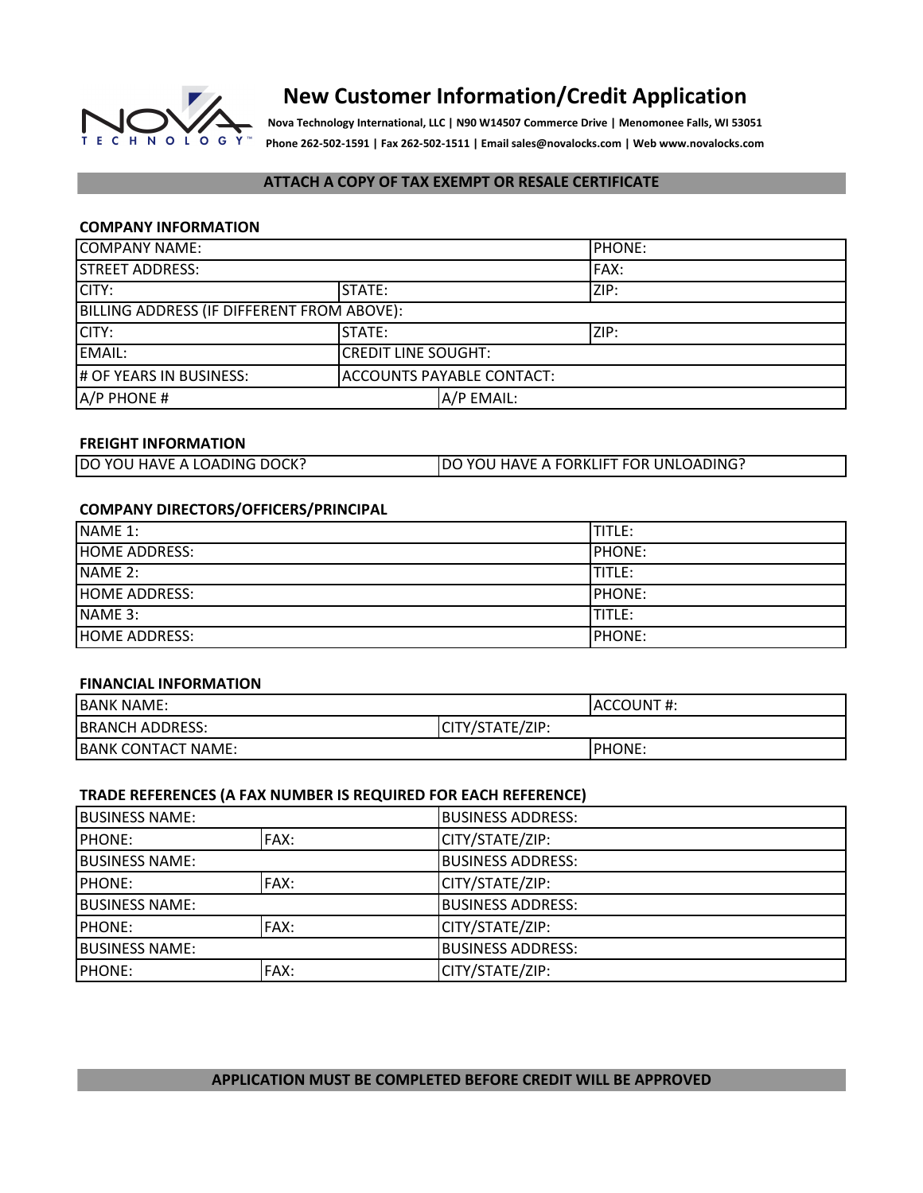# New Customer Information/Credit Application

**Nova Technology International, LLC | N90 W14507 Commerce Drive | Menomonee Falls, WI 53051**

**Phone 262-502-1591 | Fax 262-502-1511 | Email sales@novalocks.com | Web www.novalocks.com**

**ATTACH A COPY OF TAX EXEMPT OR RESALE CERTIFICATE**

### COMPANY INFORMATION

| | | | |
|---|---|---|---|
| COMPANY NAME: | | | PHONE: |
| STREET ADDRESS: | | | FAX: |
| CITY: | STATE: | | ZIP: |
| BILLING ADDRESS (IF DIFFERENT FROM ABOVE): | | | |
| CITY: | STATE: | | ZIP: |
| EMAIL: | CREDIT LINE SOUGHT: | | |
| # OF YEARS IN BUSINESS: | ACCOUNTS PAYABLE CONTACT: | | |
| A/P PHONE # | | A/P EMAIL: | |

### FREIGHT INFORMATION

| | |
|---|---|
| DO YOU HAVE A LOADING DOCK? | DO YOU HAVE A FORKLIFT FOR UNLOADING? |

### COMPANY DIRECTORS/OFFICERS/PRINCIPAL

| | |
|---|---|
| NAME 1: | TITLE: |
| HOME ADDRESS: | PHONE: |
| NAME 2: | TITLE: |
| HOME ADDRESS: | PHONE: |
| NAME 3: | TITLE: |
| HOME ADDRESS: | PHONE: |

### FINANCIAL INFORMATION

| | | |
|---|---|---|
| BANK NAME: | | ACCOUNT #: |
| BRANCH ADDRESS: | CITY/STATE/ZIP: | |
| BANK CONTACT NAME: | | PHONE: |

### TRADE REFERENCES (A FAX NUMBER IS REQUIRED FOR EACH REFERENCE)

| | | |
|---|---|---|
| BUSINESS NAME: | | BUSINESS ADDRESS: |
| PHONE: | FAX: | CITY/STATE/ZIP: |
| BUSINESS NAME: | | BUSINESS ADDRESS: |
| PHONE: | FAX: | CITY/STATE/ZIP: |
| BUSINESS NAME: | | BUSINESS ADDRESS: |
| PHONE: | FAX: | CITY/STATE/ZIP: |
| BUSINESS NAME: | | BUSINESS ADDRESS: |
| PHONE: | FAX: | CITY/STATE/ZIP: |

**APPLICATION MUST BE COMPLETED BEFORE CREDIT WILL BE APPROVED**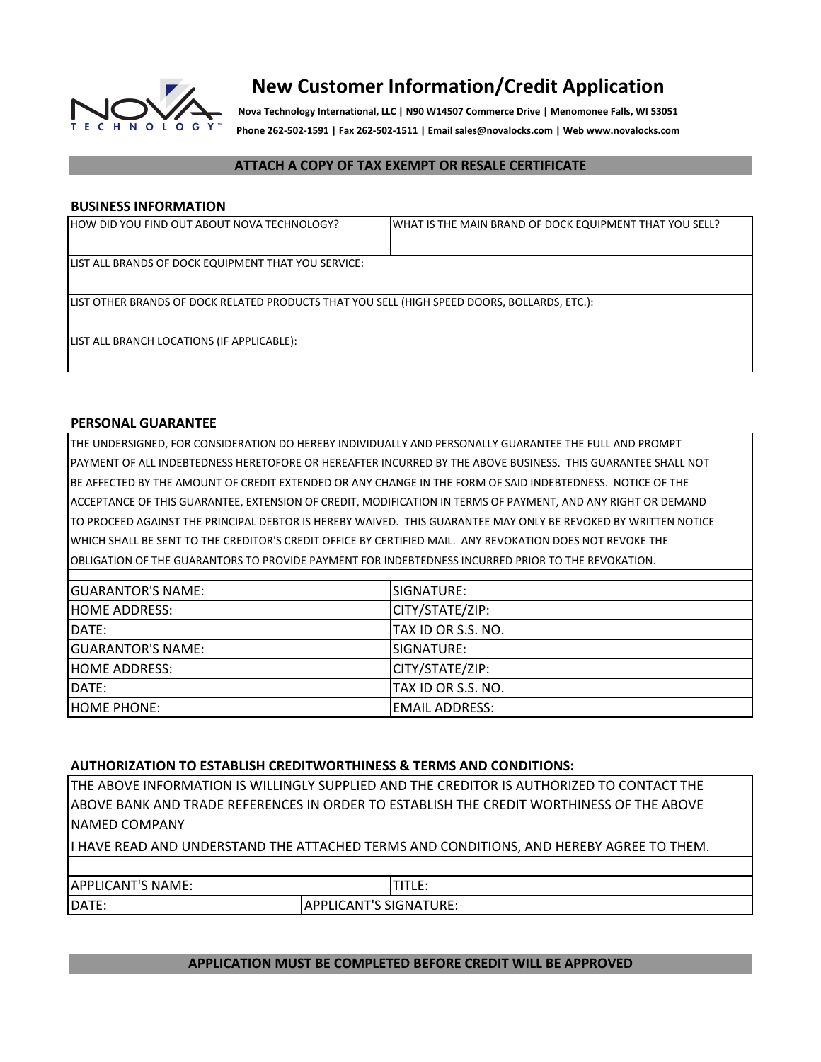# New Customer Information/Credit Application

**Nova Technology International, LLC | N90 W14507 Commerce Drive | Menomonee Falls, WI 53051**

**Phone 262-502-1591 | Fax 262-502-1511 | Email sales@novalocks.com | Web www.novalocks.com**

**ATTACH A COPY OF TAX EXEMPT OR RESALE CERTIFICATE**

## BUSINESS INFORMATION

| HOW DID YOU FIND OUT ABOUT NOVA TECHNOLOGY? | WHAT IS THE MAIN BRAND OF DOCK EQUIPMENT THAT YOU SELL? |
|---|---|
| LIST ALL BRANDS OF DOCK EQUIPMENT THAT YOU SERVICE: | |
| LIST OTHER BRANDS OF DOCK RELATED PRODUCTS THAT YOU SELL (HIGH SPEED DOORS, BOLLARDS, ETC.): | |
| LIST ALL BRANCH LOCATIONS (IF APPLICABLE): | |

## PERSONAL GUARANTEE

THE UNDERSIGNED, FOR CONSIDERATION DO HEREBY INDIVIDUALLY AND PERSONALLY GUARANTEE THE FULL AND PROMPT PAYMENT OF ALL INDEBTEDNESS HERETOFORE OR HEREAFTER INCURRED BY THE ABOVE BUSINESS. THIS GUARANTEE SHALL NOT BE AFFECTED BY THE AMOUNT OF CREDIT EXTENDED OR ANY CHANGE IN THE FORM OF SAID INDEBTEDNESS. NOTICE OF THE ACCEPTANCE OF THIS GUARANTEE, EXTENSION OF CREDIT, MODIFICATION IN TERMS OF PAYMENT, AND ANY RIGHT OR DEMAND TO PROCEED AGAINST THE PRINCIPAL DEBTOR IS HEREBY WAIVED. THIS GUARANTEE MAY ONLY BE REVOKED BY WRITTEN NOTICE WHICH SHALL BE SENT TO THE CREDITOR'S CREDIT OFFICE BY CERTIFIED MAIL. ANY REVOKATION DOES NOT REVOKE THE OBLIGATION OF THE GUARANTORS TO PROVIDE PAYMENT FOR INDEBTEDNESS INCURRED PRIOR TO THE REVOKATION.

| GUARANTOR'S NAME: | SIGNATURE: |
|---|---|
| HOME ADDRESS: | CITY/STATE/ZIP: |
| DATE: | TAX ID OR S.S. NO. |
| GUARANTOR'S NAME: | SIGNATURE: |
| HOME ADDRESS: | CITY/STATE/ZIP: |
| DATE: | TAX ID OR S.S. NO. |
| HOME PHONE: | EMAIL ADDRESS: |

## AUTHORIZATION TO ESTABLISH CREDITWORTHINESS & TERMS AND CONDITIONS:

THE ABOVE INFORMATION IS WILLINGLY SUPPLIED AND THE CREDITOR IS AUTHORIZED TO CONTACT THE ABOVE BANK AND TRADE REFERENCES IN ORDER TO ESTABLISH THE CREDIT WORTHINESS OF THE ABOVE NAMED COMPANY

I HAVE READ AND UNDERSTAND THE ATTACHED TERMS AND CONDITIONS, AND HEREBY AGREE TO THEM.

| APPLICANT'S NAME: | | TITLE: |
|---|---|---|
| DATE: | APPLICANT'S SIGNATURE: | |

**APPLICATION MUST BE COMPLETED BEFORE CREDIT WILL BE APPROVED**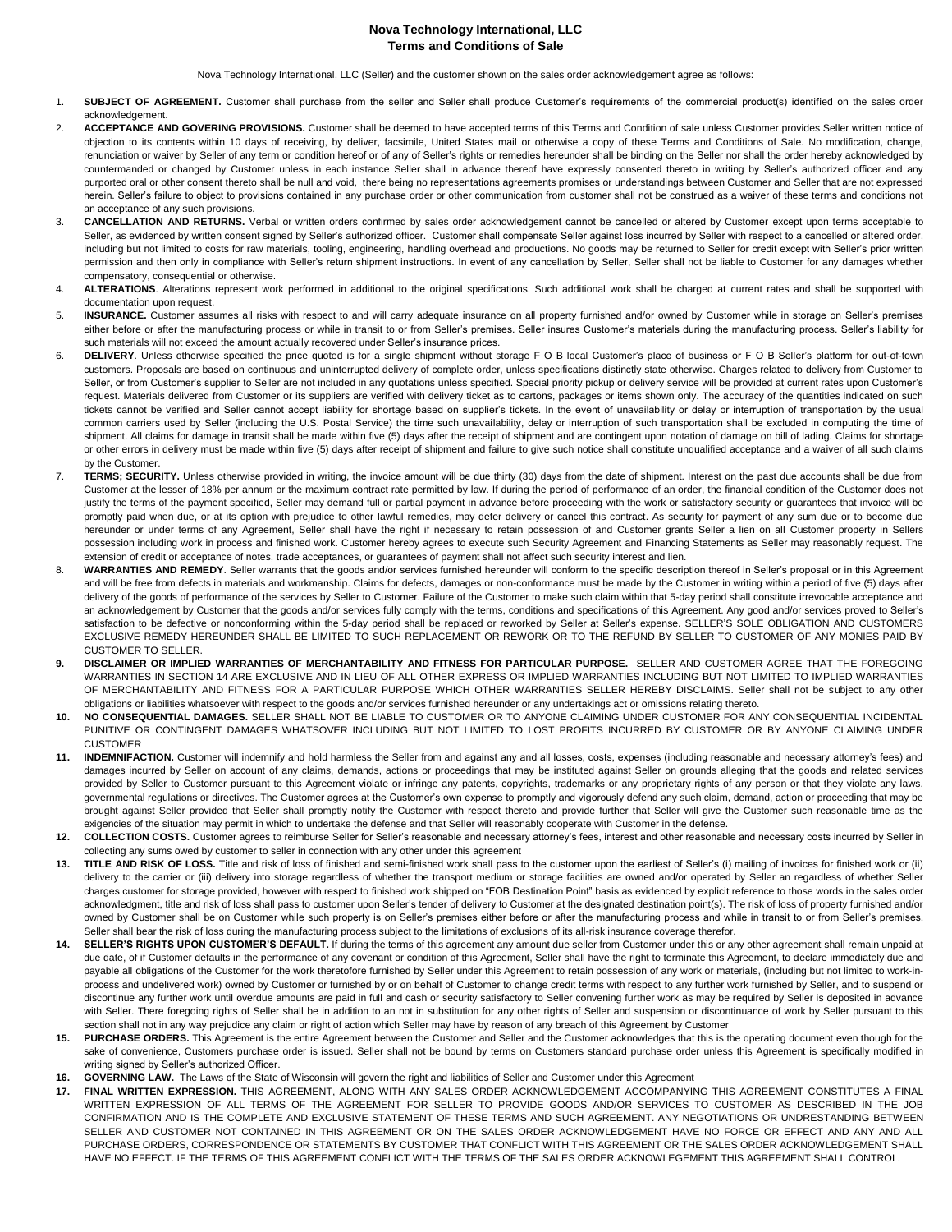# Nova Technology International, LLC
## Terms and Conditions of Sale

Nova Technology International, LLC (Seller) and the customer shown on the sales order acknowledgement agree as follows:

1. **SUBJECT OF AGREEMENT.** Customer shall purchase from the seller and Seller shall produce Customer's requirements of the commercial product(s) identified on the sales order acknowledgement.
2. **ACCEPTANCE AND GOVERING PROVISIONS.** Customer shall be deemed to have accepted terms of this Terms and Condition of sale unless Customer provides Seller written notice of objection to its contents within 10 days of receiving, by deliver, facsimile, United States mail or otherwise a copy of these Terms and Conditions of Sale. No modification, change, renunciation or waiver by Seller of any term or condition hereof or of any of Seller's rights or remedies hereunder shall be binding on the Seller nor shall the order hereby acknowledged by countermanded or changed by Customer unless in each instance Seller shall in advance thereof have expressly consented thereto in writing by Seller's authorized officer and any purported oral or other consent thereto shall be null and void, there being no representations agreements promises or understandings between Customer and Seller that are not expressed herein. Seller's failure to object to provisions contained in any purchase order or other communication from customer shall not be construed as a waiver of these terms and conditions not an acceptance of any such provisions.
3. **CANCELLATION AND RETURNS.** Verbal or written orders confirmed by sales order acknowledgement cannot be cancelled or altered by Customer except upon terms acceptable to Seller, as evidenced by written consent signed by Seller's authorized officer. Customer shall compensate Seller against loss incurred by Seller with respect to a cancelled or altered order, including but not limited to costs for raw materials, tooling, engineering, handling overhead and productions. No goods may be returned to Seller for credit except with Seller's prior written permission and then only in compliance with Seller's return shipment instructions. In event of any cancellation by Seller, Seller shall not be liable to Customer for any damages whether compensatory, consequential or otherwise.
4. **ALTERATIONS**. Alterations represent work performed in additional to the original specifications. Such additional work shall be charged at current rates and shall be supported with documentation upon request.
5. **INSURANCE.** Customer assumes all risks with respect to and will carry adequate insurance on all property furnished and/or owned by Customer while in storage on Seller's premises either before or after the manufacturing process or while in transit to or from Seller's premises. Seller insures Customer's materials during the manufacturing process. Seller's liability for such materials will not exceed the amount actually recovered under Seller's insurance prices.
6. **DELIVERY**. Unless otherwise specified the price quoted is for a single shipment without storage F O B local Customer's place of business or F O B Seller's platform for out-of-town customers. Proposals are based on continuous and uninterrupted delivery of complete order, unless specifications distinctly state otherwise. Charges related to delivery from Customer to Seller, or from Customer's supplier to Seller are not included in any quotations unless specified. Special priority pickup or delivery service will be provided at current rates upon Customer's request. Materials delivered from Customer or its suppliers are verified with delivery ticket as to cartons, packages or items shown only. The accuracy of the quantities indicated on such tickets cannot be verified and Seller cannot accept liability for shortage based on supplier's tickets. In the event of unavailability or delay or interruption of transportation by the usual common carriers used by Seller (including the U.S. Postal Service) the time such unavailability, delay or interruption of such transportation shall be excluded in computing the time of shipment. All claims for damage in transit shall be made within five (5) days after the receipt of shipment and are contingent upon notation of damage on bill of lading. Claims for shortage or other errors in delivery must be made within five (5) days after receipt of shipment and failure to give such notice shall constitute unqualified acceptance and a waiver of all such claims by the Customer.
7. **TERMS; SECURITY.** Unless otherwise provided in writing, the invoice amount will be due thirty (30) days from the date of shipment. Interest on the past due accounts shall be due from Customer at the lesser of 18% per annum or the maximum contract rate permitted by law. If during the period of performance of an order, the financial condition of the Customer does not justify the terms of the payment specified, Seller may demand full or partial payment in advance before proceeding with the work or satisfactory security or guarantees that invoice will be promptly paid when due, or at its option with prejudice to other lawful remedies, may defer delivery or cancel this contract. As security for payment of any sum due or to become due hereunder or under terms of any Agreement, Seller shall have the right if necessary to retain possession of and Customer grants Seller a lien on all Customer property in Sellers possession including work in process and finished work. Customer hereby agrees to execute such Security Agreement and Financing Statements as Seller may reasonably request. The extension of credit or acceptance of notes, trade acceptances, or guarantees of payment shall not affect such security interest and lien.
8. **WARRANTIES AND REMEDY**. Seller warrants that the goods and/or services furnished hereunder will conform to the specific description thereof in Seller's proposal or in this Agreement and will be free from defects in materials and workmanship. Claims for defects, damages or non-conformance must be made by the Customer in writing within a period of five (5) days after delivery of the goods of performance of the services by Seller to Customer. Failure of the Customer to make such claim within that 5-day period shall constitute irrevocable acceptance and an acknowledgement by Customer that the goods and/or services fully comply with the terms, conditions and specifications of this Agreement. Any good and/or services proved to Seller's satisfaction to be defective or nonconforming within the 5-day period shall be replaced or reworked by Seller at Seller's expense. SELLER'S SOLE OBLIGATION AND CUSTOMERS EXCLUSIVE REMEDY HEREUNDER SHALL BE LIMITED TO SUCH REPLACEMENT OR REWORK OR TO THE REFUND BY SELLER TO CUSTOMER OF ANY MONIES PAID BY CUSTOMER TO SELLER.
9. **DISCLAIMER OR IMPLIED WARRANTIES OF MERCHANTABILITY AND FITNESS FOR PARTICULAR PURPOSE.** SELLER AND CUSTOMER AGREE THAT THE FOREGOING WARRANTIES IN SECTION 14 ARE EXCLUSIVE AND IN LIEU OF ALL OTHER EXPRESS OR IMPLIED WARRANTIES INCLUDING BUT NOT LIMITED TO IMPLIED WARRANTIES OF MERCHANTABILITY AND FITNESS FOR A PARTICULAR PURPOSE WHICH OTHER WARRANTIES SELLER HEREBY DISCLAIMS. Seller shall not be subject to any other obligations or liabilities whatsoever with respect to the goods and/or services furnished hereunder or any undertakings act or omissions relating thereto.
10. **NO CONSEQUENTIAL DAMAGES.** SELLER SHALL NOT BE LIABLE TO CUSTOMER OR TO ANYONE CLAIMING UNDER CUSTOMER FOR ANY CONSEQUENTIAL INCIDENTAL PUNITIVE OR CONTINGENT DAMAGES WHATSOVER INCLUDING BUT NOT LIMITED TO LOST PROFITS INCURRED BY CUSTOMER OR BY ANYONE CLAIMING UNDER CUSTOMER
11. **INDEMNIFACTION.** Customer will indemnify and hold harmless the Seller from and against any and all losses, costs, expenses (including reasonable and necessary attorney's fees) and damages incurred by Seller on account of any claims, demands, actions or proceedings that may be instituted against Seller on grounds alleging that the goods and related services provided by Seller to Customer pursuant to this Agreement violate or infringe any patents, copyrights, trademarks or any proprietary rights of any person or that they violate any laws, governmental regulations or directives. The Customer agrees at the Customer's own expense to promptly and vigorously defend any such claim, demand, action or proceeding that may be brought against Seller provided that Seller shall promptly notify the Customer with respect thereto and provide further that Seller will give the Customer such reasonable time as the exigencies of the situation may permit in which to undertake the defense and that Seller will reasonably cooperate with Customer in the defense.
12. **COLLECTION COSTS.** Customer agrees to reimburse Seller for Seller's reasonable and necessary attorney's fees, interest and other reasonable and necessary costs incurred by Seller in collecting any sums owed by customer to seller in connection with any other under this agreement
13. **TITLE AND RISK OF LOSS.** Title and risk of loss of finished and semi-finished work shall pass to the customer upon the earliest of Seller's (i) mailing of invoices for finished work or (ii) delivery to the carrier or (iii) delivery into storage regardless of whether the transport medium or storage facilities are owned and/or operated by Seller an regardless of whether Seller charges customer for storage provided, however with respect to finished work shipped on "FOB Destination Point" basis as evidenced by explicit reference to those words in the sales order acknowledgment, title and risk of loss shall pass to customer upon Seller's tender of delivery to Customer at the designated destination point(s). The risk of loss of property furnished and/or owned by Customer shall be on Customer while such property is on Seller's premises either before or after the manufacturing process and while in transit to or from Seller's premises. Seller shall bear the risk of loss during the manufacturing process subject to the limitations of exclusions of its all-risk insurance coverage therefor.
14. **SELLER'S RIGHTS UPON CUSTOMER'S DEFAULT.** If during the terms of this agreement any amount due seller from Customer under this or any other agreement shall remain unpaid at due date, of if Customer defaults in the performance of any covenant or condition of this Agreement, Seller shall have the right to terminate this Agreement, to declare immediately due and payable all obligations of the Customer for the work theretofore furnished by Seller under this Agreement to retain possession of any work or materials, (including but not limited to work-in-process and undelivered work) owned by Customer or furnished by or on behalf of Customer to change credit terms with respect to any further work furnished by Seller, and to suspend or discontinue any further work until overdue amounts are paid in full and cash or security satisfactory to Seller convening further work as may be required by Seller is deposited in advance with Seller. There foregoing rights of Seller shall be in addition to an not in substitution for any other rights of Seller and suspension or discontinuance of work by Seller pursuant to this section shall not in any way prejudice any claim or right of action which Seller may have by reason of any breach of this Agreement by Customer
15. **PURCHASE ORDERS.** This Agreement is the entire Agreement between the Customer and Seller and the Customer acknowledges that this is the operating document even though for the sake of convenience, Customers purchase order is issued. Seller shall not be bound by terms on Customers standard purchase order unless this Agreement is specifically modified in writing signed by Seller's authorized Officer.
16. **GOVERNING LAW.** The Laws of the State of Wisconsin will govern the right and liabilities of Seller and Customer under this Agreement
17. **FINAL WRITTEN EXPRESSION.** THIS AGREEMENT, ALONG WITH ANY SALES ORDER ACKNOWLEDGEMENT ACCOMPANYING THIS AGREEMENT CONSTITUTES A FINAL WRITTEN EXPRESSION OF ALL TERMS OF THE AGREEMENT FOR SELLER TO PROVIDE GOODS AND/OR SERVICES TO CUSTOMER AS DESCRIBED IN THE JOB CONFIRMATION AND IS THE COMPLETE AND EXCLUSIVE STATEMENT OF THESE TERMS AND SUCH AGREEMENT. ANY NEGOTIATIONS OR UNDRESTANDING BETWEEN SELLER AND CUSTOMER NOT CONTAINED IN THIS AGREEMENT OR ON THE SALES ORDER ACKNOWLEDGEMENT HAVE NO FORCE OR EFFECT AND ANY AND ALL PURCHASE ORDERS, CORRESPONDENCE OR STATEMENTS BY CUSTOMER THAT CONFLICT WITH THIS AGREEMENT OR THE SALES ORDER ACKNOWLEDGEMENT SHALL HAVE NO EFFECT. IF THE TERMS OF THIS AGREEMENT CONFLICT WITH THE TERMS OF THE SALES ORDER ACKNOWLEGEMENT THIS AGREEMENT SHALL CONTROL.